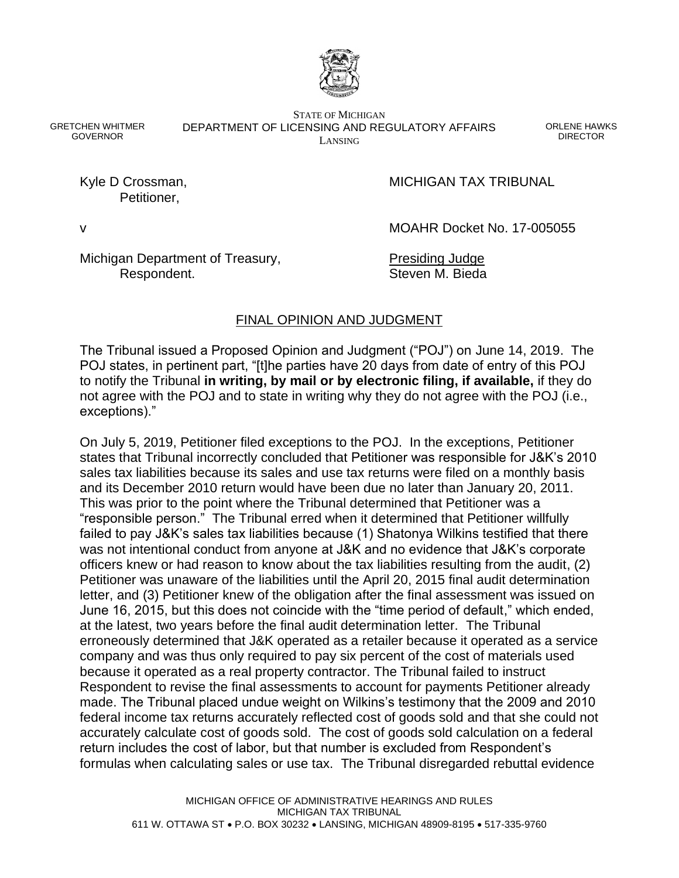STATE OF MICHIGAN
DEPARTMENT OF LICENSING AND REGULATORY AFFAIRS
LANSING

GRETCHEN WHITMER
GOVERNOR

ORLENE HAWKS
DIRECTOR

Kyle D Crossman,
Petitioner,

v

Michigan Department of Treasury,
Respondent.

MICHIGAN TAX TRIBUNAL

MOAHR Docket No. 17-005055

Presiding Judge
Steven M. Bieda

## FINAL OPINION AND JUDGMENT

The Tribunal issued a Proposed Opinion and Judgment ("POJ") on June 14, 2019. The POJ states, in pertinent part, "[t]he parties have 20 days from date of entry of this POJ to notify the Tribunal **in writing, by mail or by electronic filing, if available,** if they do not agree with the POJ and to state in writing why they do not agree with the POJ (i.e., exceptions)."

On July 5, 2019, Petitioner filed exceptions to the POJ. In the exceptions, Petitioner states that Tribunal incorrectly concluded that Petitioner was responsible for J&K's 2010 sales tax liabilities because its sales and use tax returns were filed on a monthly basis and its December 2010 return would have been due no later than January 20, 2011. This was prior to the point where the Tribunal determined that Petitioner was a "responsible person." The Tribunal erred when it determined that Petitioner willfully failed to pay J&K's sales tax liabilities because (1) Shatonya Wilkins testified that there was not intentional conduct from anyone at J&K and no evidence that J&K's corporate officers knew or had reason to know about the tax liabilities resulting from the audit, (2) Petitioner was unaware of the liabilities until the April 20, 2015 final audit determination letter, and (3) Petitioner knew of the obligation after the final assessment was issued on June 16, 2015, but this does not coincide with the "time period of default," which ended, at the latest, two years before the final audit determination letter. The Tribunal erroneously determined that J&K operated as a retailer because it operated as a service company and was thus only required to pay six percent of the cost of materials used because it operated as a real property contractor. The Tribunal failed to instruct Respondent to revise the final assessments to account for payments Petitioner already made. The Tribunal placed undue weight on Wilkins's testimony that the 2009 and 2010 federal income tax returns accurately reflected cost of goods sold and that she could not accurately calculate cost of goods sold. The cost of goods sold calculation on a federal return includes the cost of labor, but that number is excluded from Respondent's formulas when calculating sales or use tax. The Tribunal disregarded rebuttal evidence

MICHIGAN OFFICE OF ADMINISTRATIVE HEARINGS AND RULES
MICHIGAN TAX TRIBUNAL
611 W. OTTAWA ST • P.O. BOX 30232 • LANSING, MICHIGAN 48909-8195 • 517-335-9760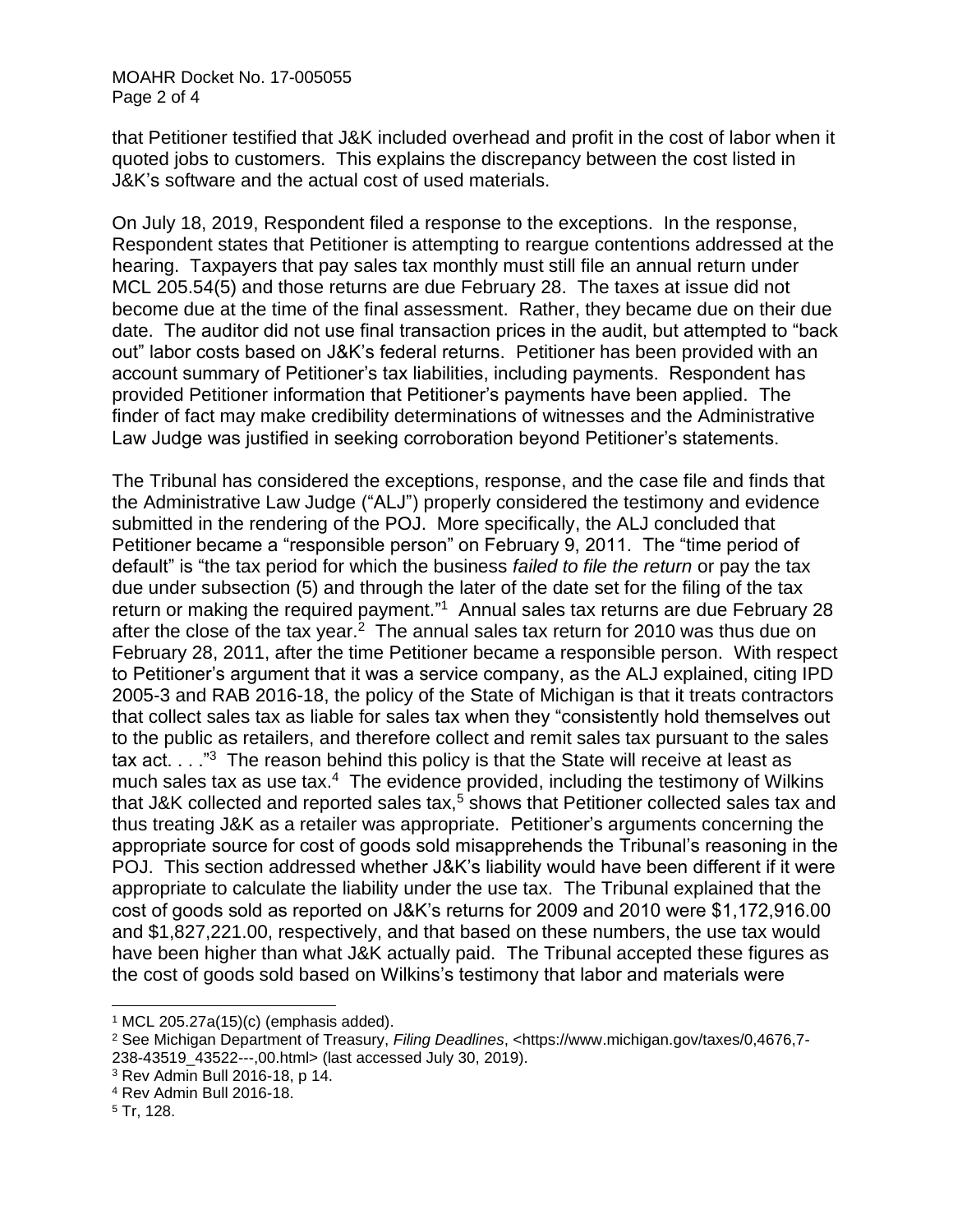that Petitioner testified that J&K included overhead and profit in the cost of labor when it quoted jobs to customers. This explains the discrepancy between the cost listed in J&K's software and the actual cost of used materials.

On July 18, 2019, Respondent filed a response to the exceptions. In the response, Respondent states that Petitioner is attempting to reargue contentions addressed at the hearing. Taxpayers that pay sales tax monthly must still file an annual return under MCL 205.54(5) and those returns are due February 28. The taxes at issue did not become due at the time of the final assessment. Rather, they became due on their due date. The auditor did not use final transaction prices in the audit, but attempted to "back out" labor costs based on J&K's federal returns. Petitioner has been provided with an account summary of Petitioner's tax liabilities, including payments. Respondent has provided Petitioner information that Petitioner's payments have been applied. The finder of fact may make credibility determinations of witnesses and the Administrative Law Judge was justified in seeking corroboration beyond Petitioner's statements.

The Tribunal has considered the exceptions, response, and the case file and finds that the Administrative Law Judge ("ALJ") properly considered the testimony and evidence submitted in the rendering of the POJ. More specifically, the ALJ concluded that Petitioner became a "responsible person" on February 9, 2011. The "time period of default" is "the tax period for which the business *failed to file the return* or pay the tax due under subsection (5) and through the later of the date set for the filing of the tax return or making the required payment."[1] Annual sales tax returns are due February 28 after the close of the tax year.[2] The annual sales tax return for 2010 was thus due on February 28, 2011, after the time Petitioner became a responsible person. With respect to Petitioner's argument that it was a service company, as the ALJ explained, citing IPD 2005-3 and RAB 2016-18, the policy of the State of Michigan is that it treats contractors that collect sales tax as liable for sales tax when they "consistently hold themselves out to the public as retailers, and therefore collect and remit sales tax pursuant to the sales tax act. . . ."[3] The reason behind this policy is that the State will receive at least as much sales tax as use tax.[4] The evidence provided, including the testimony of Wilkins that J&K collected and reported sales tax,[5] shows that Petitioner collected sales tax and thus treating J&K as a retailer was appropriate. Petitioner's arguments concerning the appropriate source for cost of goods sold misapprehends the Tribunal's reasoning in the POJ. This section addressed whether J&K's liability would have been different if it were appropriate to calculate the liability under the use tax. The Tribunal explained that the cost of goods sold as reported on J&K's returns for 2009 and 2010 were $1,172,916.00 and $1,827,221.00, respectively, and that based on these numbers, the use tax would have been higher than what J&K actually paid. The Tribunal accepted these figures as the cost of goods sold based on Wilkins's testimony that labor and materials were

---

[1] MCL 205.27a(15)(c) (emphasis added).

[2] See Michigan Department of Treasury, *Filing Deadlines*, <https://www.michigan.gov/taxes/0,4676,7-238-43519_43522---,00.html> (last accessed July 30, 2019).

[3] Rev Admin Bull 2016-18, p 14.

[4] Rev Admin Bull 2016-18.

[5] Tr, 128.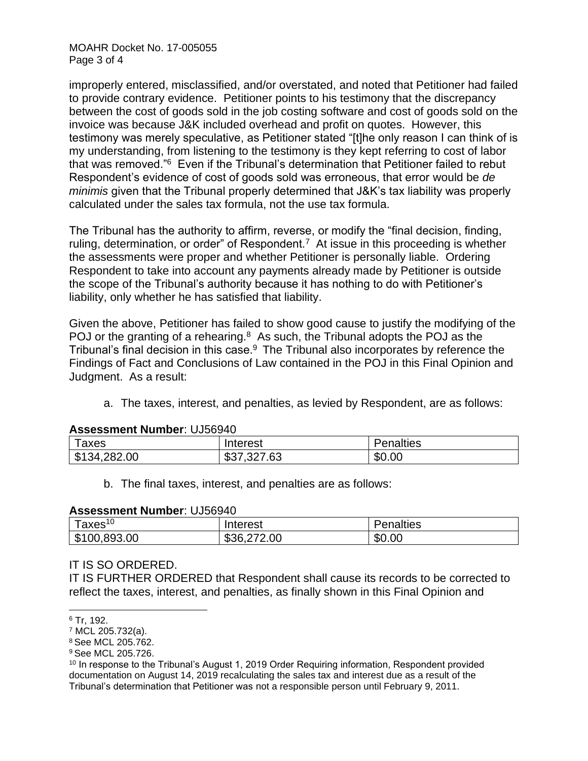improperly entered, misclassified, and/or overstated, and noted that Petitioner had failed to provide contrary evidence. Petitioner points to his testimony that the discrepancy between the cost of goods sold in the job costing software and cost of goods sold on the invoice was because J&K included overhead and profit on quotes. However, this testimony was merely speculative, as Petitioner stated "[t]he only reason I can think of is my understanding, from listening to the testimony is they kept referring to cost of labor that was removed."[6] Even if the Tribunal's determination that Petitioner failed to rebut Respondent's evidence of cost of goods sold was erroneous, that error would be *de minimis* given that the Tribunal properly determined that J&K's tax liability was properly calculated under the sales tax formula, not the use tax formula.

The Tribunal has the authority to affirm, reverse, or modify the "final decision, finding, ruling, determination, or order" of Respondent.[7] At issue in this proceeding is whether the assessments were proper and whether Petitioner is personally liable. Ordering Respondent to take into account any payments already made by Petitioner is outside the scope of the Tribunal's authority because it has nothing to do with Petitioner's liability, only whether he has satisfied that liability.

Given the above, Petitioner has failed to show good cause to justify the modifying of the POJ or the granting of a rehearing.[8] As such, the Tribunal adopts the POJ as the Tribunal's final decision in this case.[9] The Tribunal also incorporates by reference the Findings of Fact and Conclusions of Law contained in the POJ in this Final Opinion and Judgment. As a result:

a. The taxes, interest, and penalties, as levied by Respondent, are as follows:

**Assessment Number**: UJ56940

| Taxes | Interest | Penalties |
|---|---|---|
| $134,282.00 | $37,327.63 | $0.00 |

b. The final taxes, interest, and penalties are as follows:

**Assessment Number**: UJ56940

| Taxes[10] | Interest | Penalties |
|---|---|---|
| $100,893.00 | $36,272.00 | $0.00 |

IT IS SO ORDERED.

IT IS FURTHER ORDERED that Respondent shall cause its records to be corrected to reflect the taxes, interest, and penalties, as finally shown in this Final Opinion and

---

[6] Tr, 192.

[7] MCL 205.732(a).

[8] See MCL 205.762.

[9] See MCL 205.726.

[10] In response to the Tribunal's August 1, 2019 Order Requiring information, Respondent provided documentation on August 14, 2019 recalculating the sales tax and interest due as a result of the Tribunal's determination that Petitioner was not a responsible person until February 9, 2011.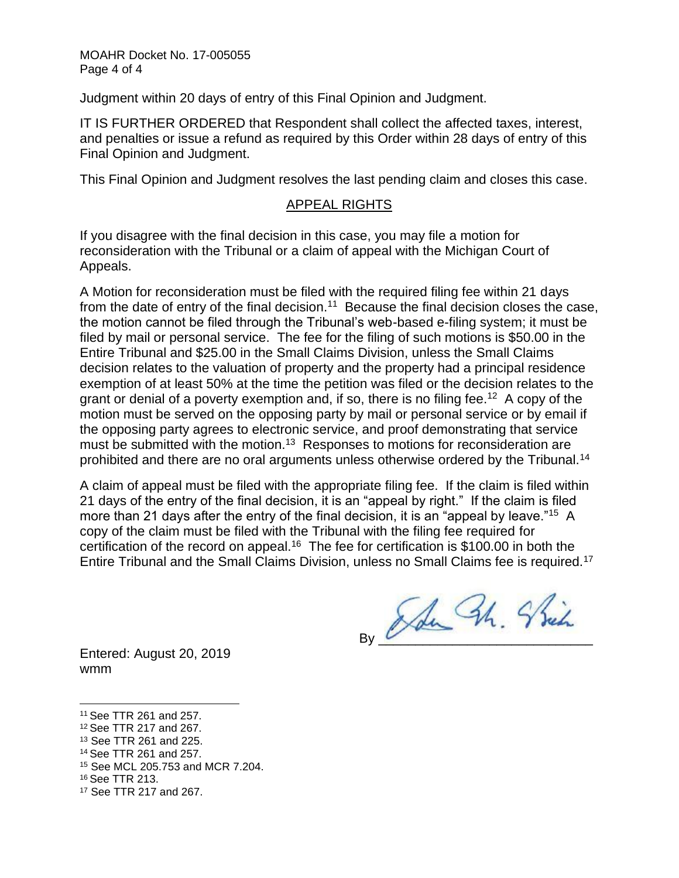Judgment within 20 days of entry of this Final Opinion and Judgment.

IT IS FURTHER ORDERED that Respondent shall collect the affected taxes, interest, and penalties or issue a refund as required by this Order within 28 days of entry of this Final Opinion and Judgment.

This Final Opinion and Judgment resolves the last pending claim and closes this case.

## APPEAL RIGHTS

If you disagree with the final decision in this case, you may file a motion for reconsideration with the Tribunal or a claim of appeal with the Michigan Court of Appeals.

A Motion for reconsideration must be filed with the required filing fee within 21 days from the date of entry of the final decision.[11] Because the final decision closes the case, the motion cannot be filed through the Tribunal's web-based e-filing system; it must be filed by mail or personal service. The fee for the filing of such motions is $50.00 in the Entire Tribunal and $25.00 in the Small Claims Division, unless the Small Claims decision relates to the valuation of property and the property had a principal residence exemption of at least 50% at the time the petition was filed or the decision relates to the grant or denial of a poverty exemption and, if so, there is no filing fee.[12] A copy of the motion must be served on the opposing party by mail or personal service or by email if the opposing party agrees to electronic service, and proof demonstrating that service must be submitted with the motion.[13] Responses to motions for reconsideration are prohibited and there are no oral arguments unless otherwise ordered by the Tribunal.[14]

A claim of appeal must be filed with the appropriate filing fee. If the claim is filed within 21 days of the entry of the final decision, it is an "appeal by right." If the claim is filed more than 21 days after the entry of the final decision, it is an "appeal by leave."[15] A copy of the claim must be filed with the Tribunal with the filing fee required for certification of the record on appeal.[16] The fee for certification is $100.00 in both the Entire Tribunal and the Small Claims Division, unless no Small Claims fee is required.[17]

By ___________________________

Entered: August 20, 2019
wmm

---

[11] See TTR 261 and 257.
[12] See TTR 217 and 267.
[13] See TTR 261 and 225.
[14] See TTR 261 and 257.
[15] See MCL 205.753 and MCR 7.204.
[16] See TTR 213.
[17] See TTR 217 and 267.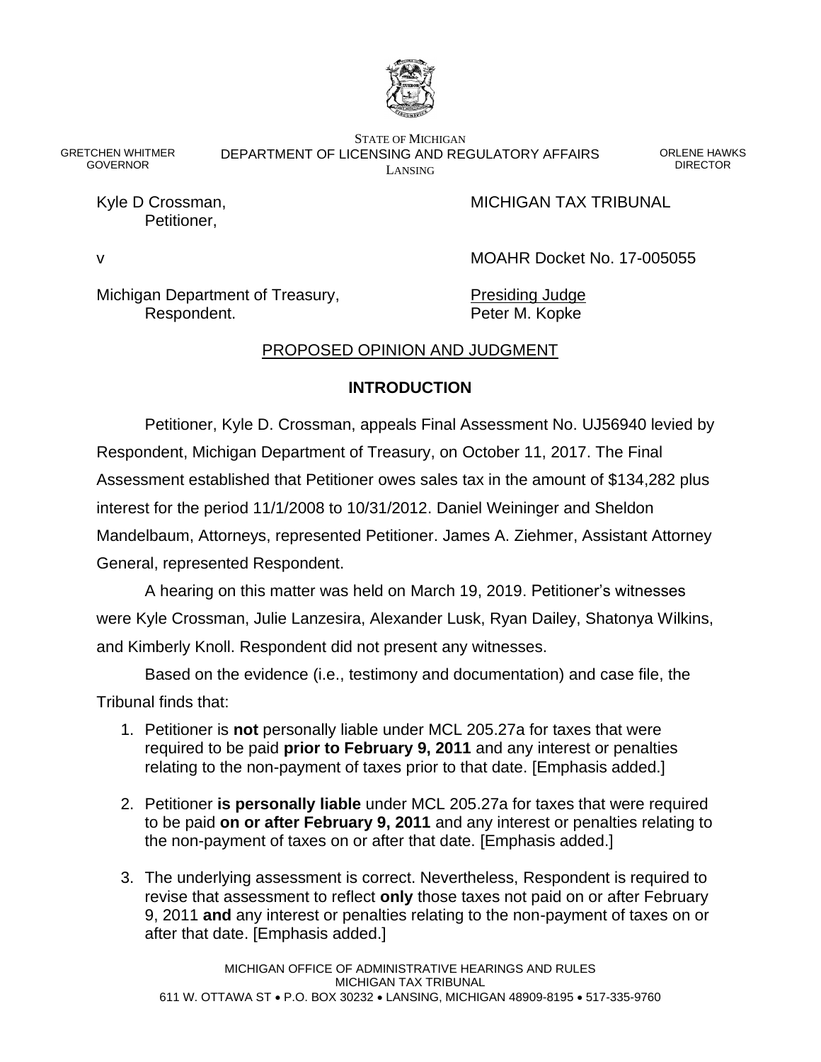STATE OF MICHIGAN
DEPARTMENT OF LICENSING AND REGULATORY AFFAIRS
LANSING

GRETCHEN WHITMER
GOVERNOR

ORLENE HAWKS
DIRECTOR

Kyle D Crossman,
Petitioner,

v

Michigan Department of Treasury,
Respondent.

MICHIGAN TAX TRIBUNAL

MOAHR Docket No. 17-005055

Presiding Judge
Peter M. Kopke

## PROPOSED OPINION AND JUDGMENT

### INTRODUCTION

Petitioner, Kyle D. Crossman, appeals Final Assessment No. UJ56940 levied by Respondent, Michigan Department of Treasury, on October 11, 2017. The Final Assessment established that Petitioner owes sales tax in the amount of $134,282 plus interest for the period 11/1/2008 to 10/31/2012. Daniel Weininger and Sheldon Mandelbaum, Attorneys, represented Petitioner. James A. Ziehmer, Assistant Attorney General, represented Respondent.

A hearing on this matter was held on March 19, 2019. Petitioner's witnesses were Kyle Crossman, Julie Lanzesira, Alexander Lusk, Ryan Dailey, Shatonya Wilkins, and Kimberly Knoll. Respondent did not present any witnesses.

Based on the evidence (i.e., testimony and documentation) and case file, the Tribunal finds that:

1. Petitioner is **not** personally liable under MCL 205.27a for taxes that were required to be paid **prior to February 9, 2011** and any interest or penalties relating to the non-payment of taxes prior to that date. [Emphasis added.]

2. Petitioner **is personally liable** under MCL 205.27a for taxes that were required to be paid **on or after February 9, 2011** and any interest or penalties relating to the non-payment of taxes on or after that date. [Emphasis added.]

3. The underlying assessment is correct. Nevertheless, Respondent is required to revise that assessment to reflect **only** those taxes not paid on or after February 9, 2011 **and** any interest or penalties relating to the non-payment of taxes on or after that date. [Emphasis added.]

MICHIGAN OFFICE OF ADMINISTRATIVE HEARINGS AND RULES
MICHIGAN TAX TRIBUNAL
611 W. OTTAWA ST • P.O. BOX 30232 • LANSING, MICHIGAN 48909-8195 • 517-335-9760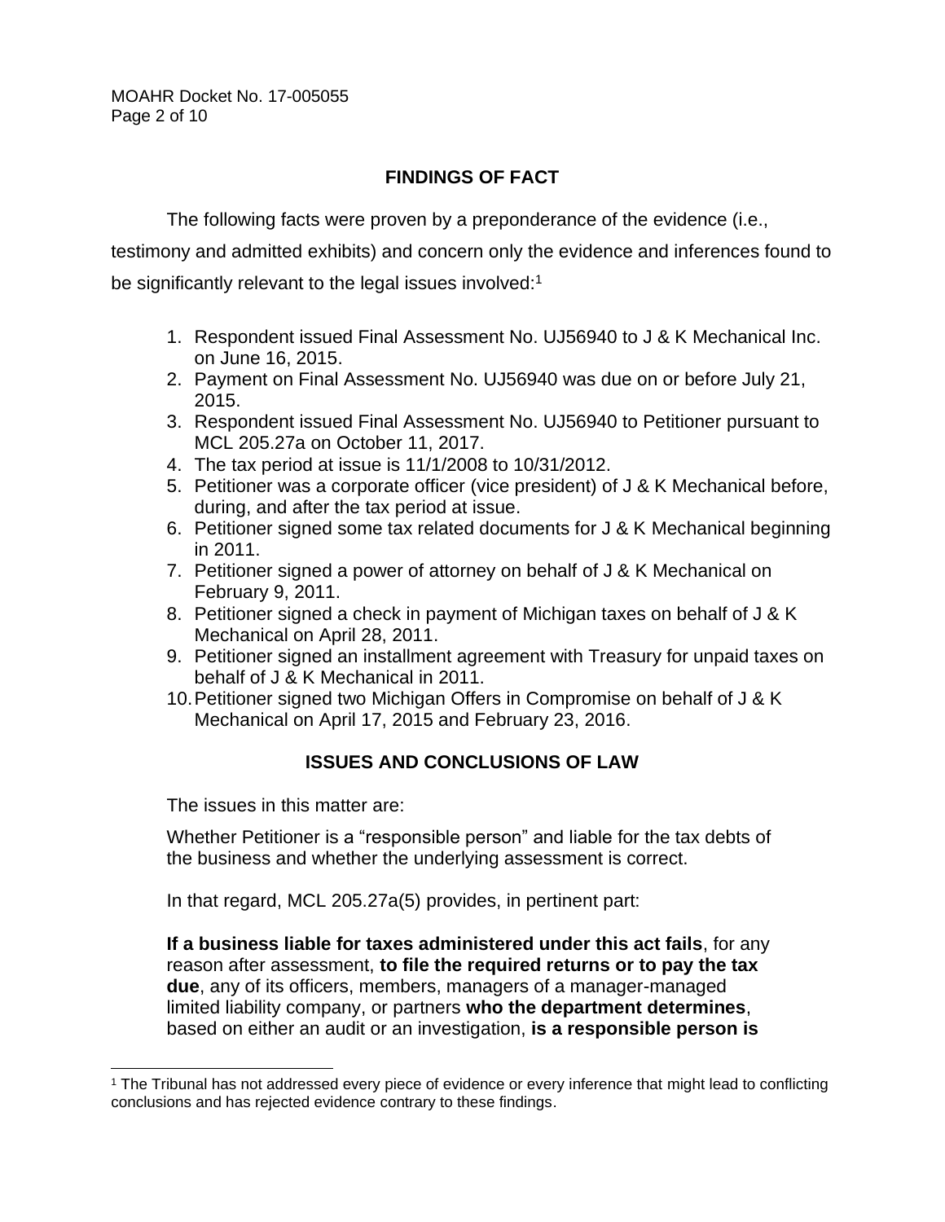## FINDINGS OF FACT

The following facts were proven by a preponderance of the evidence (i.e., testimony and admitted exhibits) and concern only the evidence and inferences found to be significantly relevant to the legal issues involved:[1]

1. Respondent issued Final Assessment No. UJ56940 to J & K Mechanical Inc. on June 16, 2015.
2. Payment on Final Assessment No. UJ56940 was due on or before July 21, 2015.
3. Respondent issued Final Assessment No. UJ56940 to Petitioner pursuant to MCL 205.27a on October 11, 2017.
4. The tax period at issue is 11/1/2008 to 10/31/2012.
5. Petitioner was a corporate officer (vice president) of J & K Mechanical before, during, and after the tax period at issue.
6. Petitioner signed some tax related documents for J & K Mechanical beginning in 2011.
7. Petitioner signed a power of attorney on behalf of J & K Mechanical on February 9, 2011.
8. Petitioner signed a check in payment of Michigan taxes on behalf of J & K Mechanical on April 28, 2011.
9. Petitioner signed an installment agreement with Treasury for unpaid taxes on behalf of J & K Mechanical in 2011.
10. Petitioner signed two Michigan Offers in Compromise on behalf of J & K Mechanical on April 17, 2015 and February 23, 2016.

## ISSUES AND CONCLUSIONS OF LAW

The issues in this matter are:

Whether Petitioner is a "responsible person" and liable for the tax debts of the business and whether the underlying assessment is correct.

In that regard, MCL 205.27a(5) provides, in pertinent part:

**If a business liable for taxes administered under this act fails**, for any reason after assessment, **to file the required returns or to pay the tax due**, any of its officers, members, managers of a manager-managed limited liability company, or partners **who the department determines**, based on either an audit or an investigation, **is a responsible person is**

[1] The Tribunal has not addressed every piece of evidence or every inference that might lead to conflicting conclusions and has rejected evidence contrary to these findings.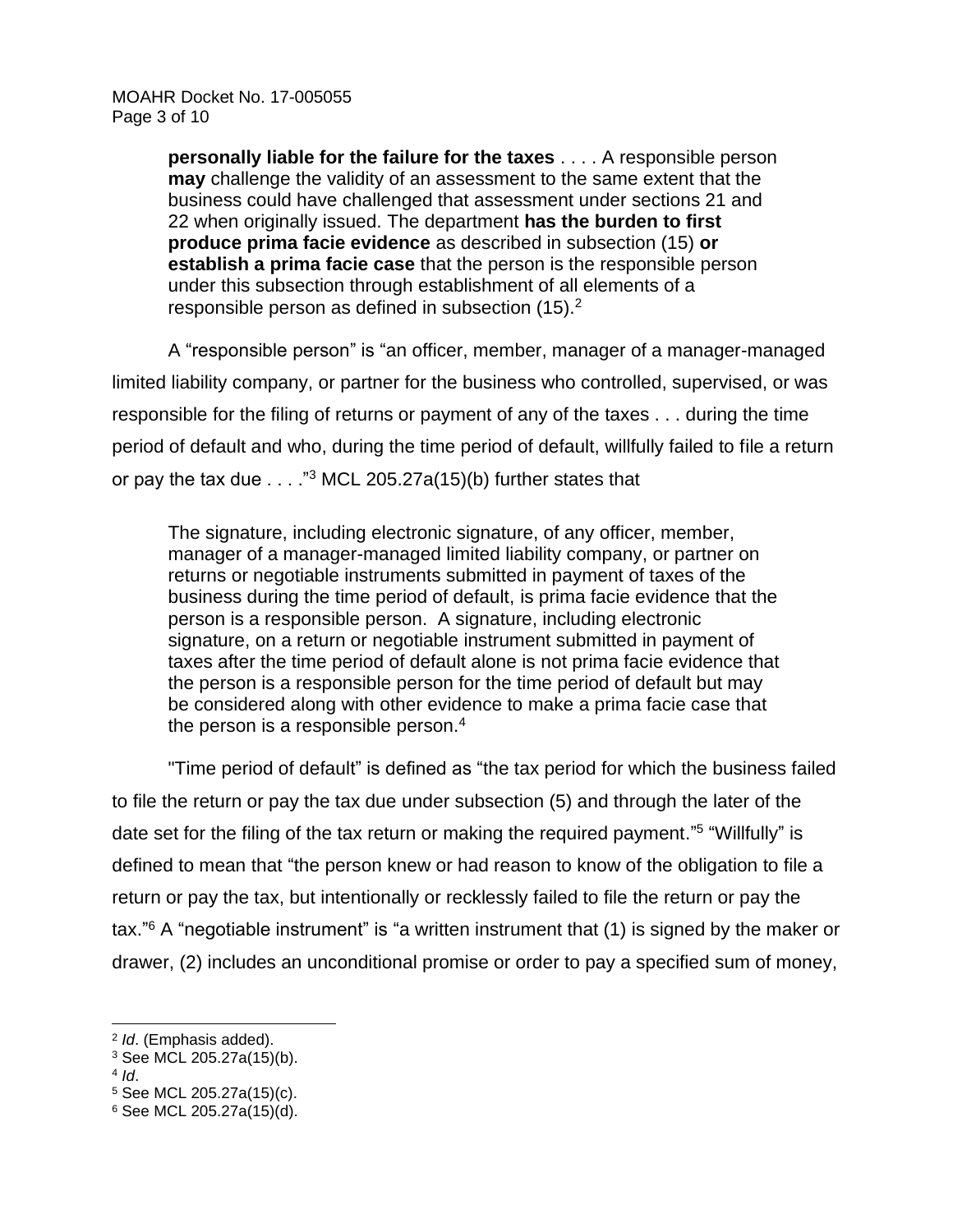> **personally liable for the failure for the taxes** . . . . A responsible person **may** challenge the validity of an assessment to the same extent that the business could have challenged that assessment under sections 21 and 22 when originally issued. The department **has the burden to first produce prima facie evidence** as described in subsection (15) **or establish a prima facie case** that the person is the responsible person under this subsection through establishment of all elements of a responsible person as defined in subsection (15).[2]

A "responsible person" is "an officer, member, manager of a manager-managed limited liability company, or partner for the business who controlled, supervised, or was responsible for the filing of returns or payment of any of the taxes . . . during the time period of default and who, during the time period of default, willfully failed to file a return or pay the tax due . . . ."[3] MCL 205.27a(15)(b) further states that

> The signature, including electronic signature, of any officer, member, manager of a manager-managed limited liability company, or partner on returns or negotiable instruments submitted in payment of taxes of the business during the time period of default, is prima facie evidence that the person is a responsible person. A signature, including electronic signature, on a return or negotiable instrument submitted in payment of taxes after the time period of default alone is not prima facie evidence that the person is a responsible person for the time period of default but may be considered along with other evidence to make a prima facie case that the person is a responsible person.[4]

"Time period of default" is defined as "the tax period for which the business failed to file the return or pay the tax due under subsection (5) and through the later of the date set for the filing of the tax return or making the required payment."[5] "Willfully" is defined to mean that "the person knew or had reason to know of the obligation to file a return or pay the tax, but intentionally or recklessly failed to file the return or pay the tax."[6] A "negotiable instrument" is "a written instrument that (1) is signed by the maker or drawer, (2) includes an unconditional promise or order to pay a specified sum of money,

---

[2] *Id*. (Emphasis added).

[3] See MCL 205.27a(15)(b).

[4] *Id*.

[5] See MCL 205.27a(15)(c).

[6] See MCL 205.27a(15)(d).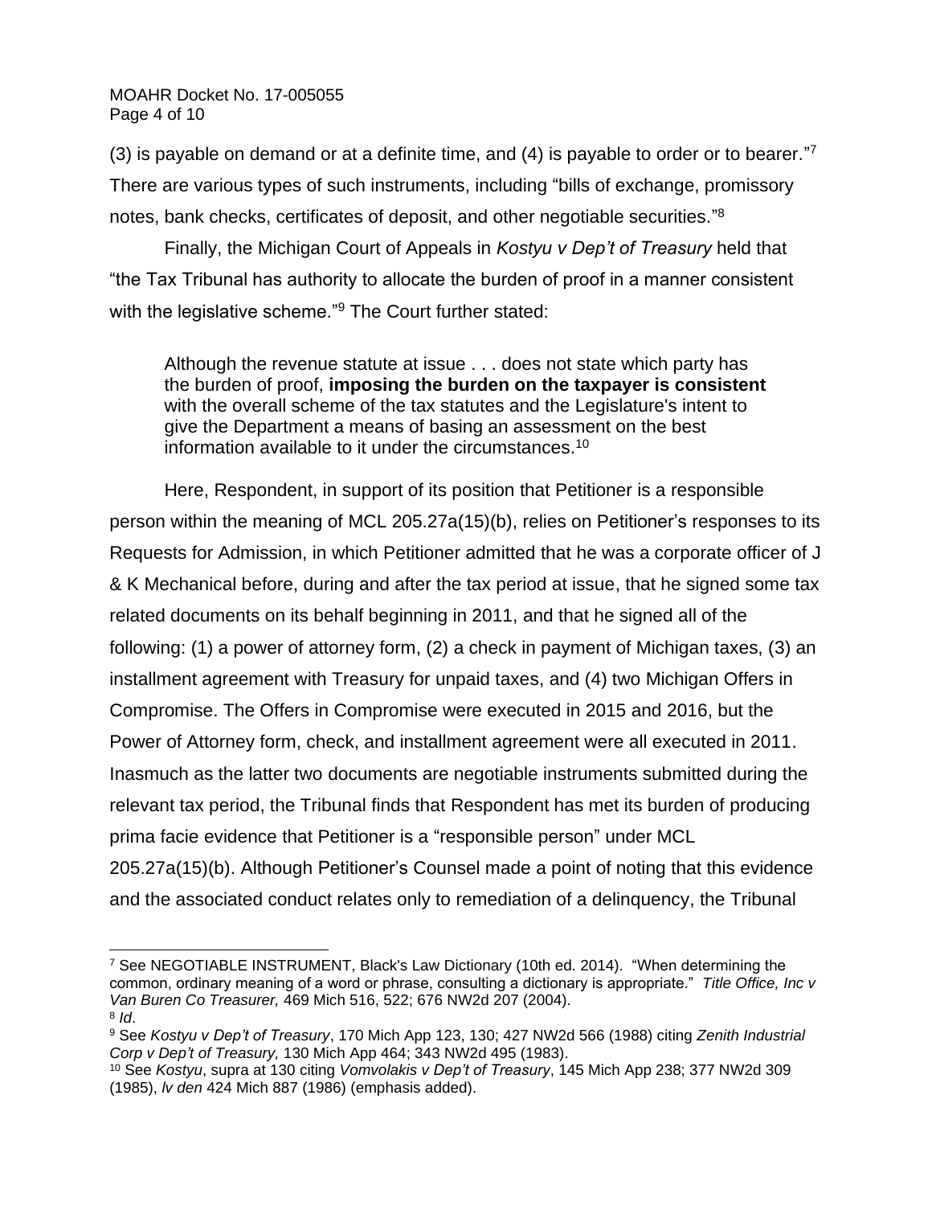(3) is payable on demand or at a definite time, and (4) is payable to order or to bearer."[7] There are various types of such instruments, including "bills of exchange, promissory notes, bank checks, certificates of deposit, and other negotiable securities."[8]

Finally, the Michigan Court of Appeals in *Kostyu v Dep't of Treasury* held that "the Tax Tribunal has authority to allocate the burden of proof in a manner consistent with the legislative scheme."[9] The Court further stated:

> Although the revenue statute at issue . . . does not state which party has the burden of proof, **imposing the burden on the taxpayer is consistent** with the overall scheme of the tax statutes and the Legislature's intent to give the Department a means of basing an assessment on the best information available to it under the circumstances.[10]

Here, Respondent, in support of its position that Petitioner is a responsible person within the meaning of MCL 205.27a(15)(b), relies on Petitioner's responses to its Requests for Admission, in which Petitioner admitted that he was a corporate officer of J & K Mechanical before, during and after the tax period at issue, that he signed some tax related documents on its behalf beginning in 2011, and that he signed all of the following: (1) a power of attorney form, (2) a check in payment of Michigan taxes, (3) an installment agreement with Treasury for unpaid taxes, and (4) two Michigan Offers in Compromise. The Offers in Compromise were executed in 2015 and 2016, but the Power of Attorney form, check, and installment agreement were all executed in 2011. Inasmuch as the latter two documents are negotiable instruments submitted during the relevant tax period, the Tribunal finds that Respondent has met its burden of producing prima facie evidence that Petitioner is a "responsible person" under MCL 205.27a(15)(b). Although Petitioner's Counsel made a point of noting that this evidence and the associated conduct relates only to remediation of a delinquency, the Tribunal

---

[7] See NEGOTIABLE INSTRUMENT, Black's Law Dictionary (10th ed. 2014). "When determining the common, ordinary meaning of a word or phrase, consulting a dictionary is appropriate." *Title Office, Inc v Van Buren Co Treasurer,* 469 Mich 516, 522; 676 NW2d 207 (2004).

[8] *Id*.

[9] See *Kostyu v Dep't of Treasury*, 170 Mich App 123, 130; 427 NW2d 566 (1988) citing *Zenith Industrial Corp v Dep't of Treasury,* 130 Mich App 464; 343 NW2d 495 (1983).

[10] See *Kostyu*, supra at 130 citing *Vomvolakis v Dep't of Treasury*, 145 Mich App 238; 377 NW2d 309 (1985), *lv den* 424 Mich 887 (1986) (emphasis added).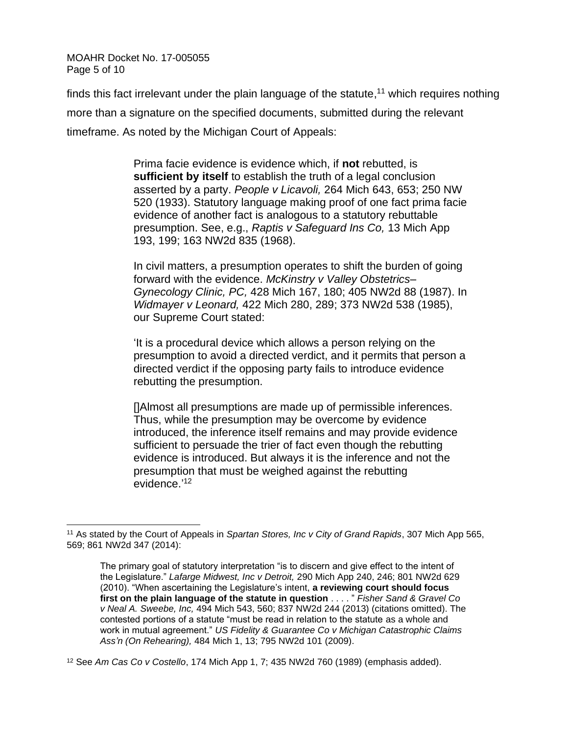finds this fact irrelevant under the plain language of the statute,[11] which requires nothing more than a signature on the specified documents, submitted during the relevant timeframe. As noted by the Michigan Court of Appeals:

> Prima facie evidence is evidence which, if **not** rebutted, is **sufficient by itself** to establish the truth of a legal conclusion asserted by a party. *People v Licavoli,* 264 Mich 643, 653; 250 NW 520 (1933). Statutory language making proof of one fact prima facie evidence of another fact is analogous to a statutory rebuttable presumption. See, e.g., *Raptis v Safeguard Ins Co,* 13 Mich App 193, 199; 163 NW2d 835 (1968).
>
> In civil matters, a presumption operates to shift the burden of going forward with the evidence. *McKinstry v Valley Obstetrics–Gynecology Clinic, PC,* 428 Mich 167, 180; 405 NW2d 88 (1987). In *Widmayer v Leonard,* 422 Mich 280, 289; 373 NW2d 538 (1985), our Supreme Court stated:
>
> 'It is a procedural device which allows a person relying on the presumption to avoid a directed verdict, and it permits that person a directed verdict if the opposing party fails to introduce evidence rebutting the presumption.
>
> []Almost all presumptions are made up of permissible inferences. Thus, while the presumption may be overcome by evidence introduced, the inference itself remains and may provide evidence sufficient to persuade the trier of fact even though the rebutting evidence is introduced. But always it is the inference and not the presumption that must be weighed against the rebutting evidence.'[12]

---

[11] As stated by the Court of Appeals in *Spartan Stores, Inc v City of Grand Rapids*, 307 Mich App 565, 569; 861 NW2d 347 (2014):

> The primary goal of statutory interpretation "is to discern and give effect to the intent of the Legislature." *Lafarge Midwest, Inc v Detroit,* 290 Mich App 240, 246; 801 NW2d 629 (2010). "When ascertaining the Legislature's intent, **a reviewing court should focus first on the plain language of the statute in question** . . . . " *Fisher Sand & Gravel Co v Neal A. Sweebe, Inc,* 494 Mich 543, 560; 837 NW2d 244 (2013) (citations omitted). The contested portions of a statute "must be read in relation to the statute as a whole and work in mutual agreement." *US Fidelity & Guarantee Co v Michigan Catastrophic Claims Ass'n (On Rehearing),* 484 Mich 1, 13; 795 NW2d 101 (2009).

[12] See *Am Cas Co v Costello*, 174 Mich App 1, 7; 435 NW2d 760 (1989) (emphasis added).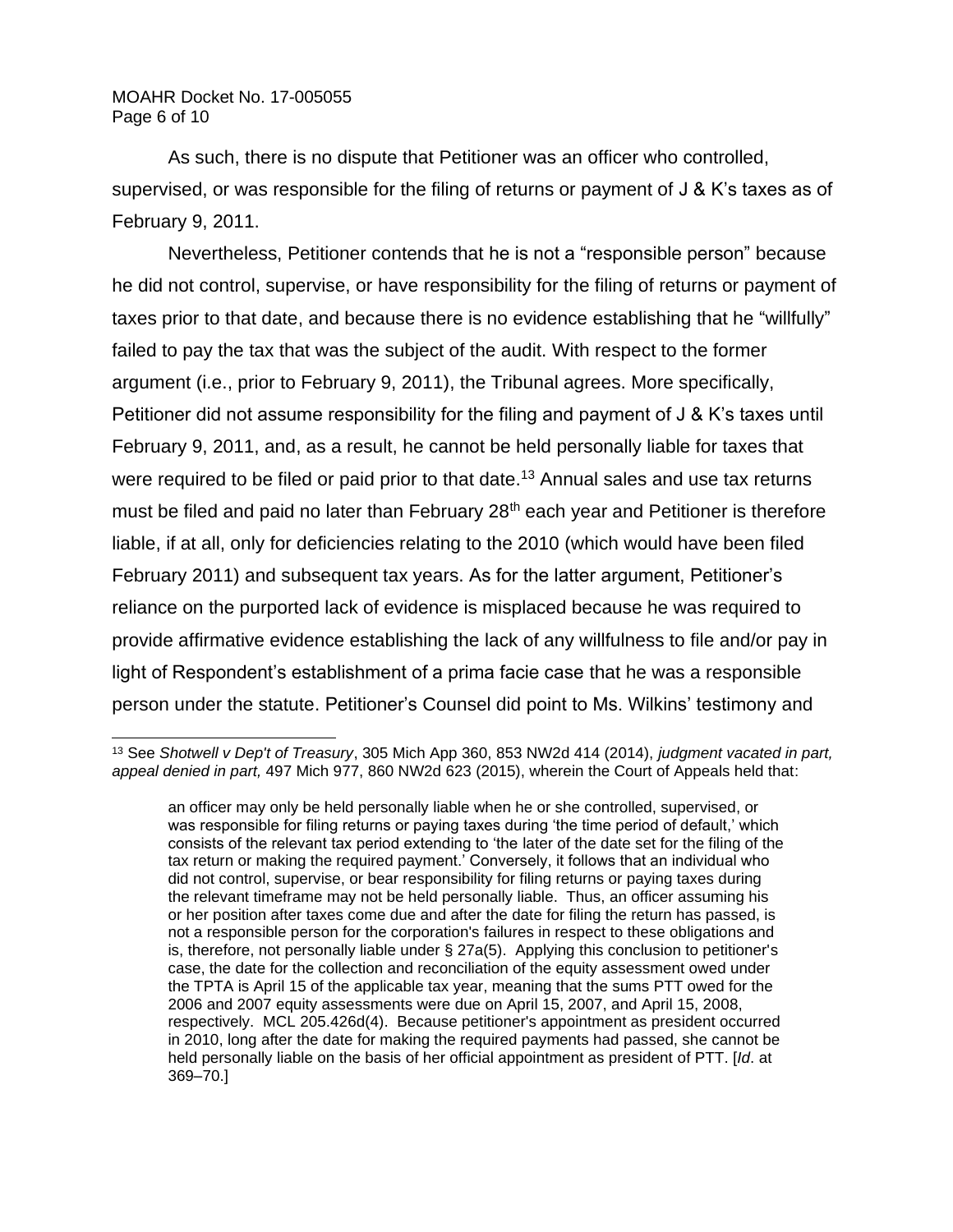As such, there is no dispute that Petitioner was an officer who controlled, supervised, or was responsible for the filing of returns or payment of J & K's taxes as of February 9, 2011.

Nevertheless, Petitioner contends that he is not a "responsible person" because he did not control, supervise, or have responsibility for the filing of returns or payment of taxes prior to that date, and because there is no evidence establishing that he "willfully" failed to pay the tax that was the subject of the audit. With respect to the former argument (i.e., prior to February 9, 2011), the Tribunal agrees. More specifically, Petitioner did not assume responsibility for the filing and payment of J & K's taxes until February 9, 2011, and, as a result, he cannot be held personally liable for taxes that were required to be filed or paid prior to that date.[13] Annual sales and use tax returns must be filed and paid no later than February 28th each year and Petitioner is therefore liable, if at all, only for deficiencies relating to the 2010 (which would have been filed February 2011) and subsequent tax years. As for the latter argument, Petitioner's reliance on the purported lack of evidence is misplaced because he was required to provide affirmative evidence establishing the lack of any willfulness to file and/or pay in light of Respondent's establishment of a prima facie case that he was a responsible person under the statute. Petitioner's Counsel did point to Ms. Wilkins' testimony and

---

[13] See *Shotwell v Dep't of Treasury*, 305 Mich App 360, 853 NW2d 414 (2014), *judgment vacated in part, appeal denied in part,* 497 Mich 977, 860 NW2d 623 (2015), wherein the Court of Appeals held that:

> an officer may only be held personally liable when he or she controlled, supervised, or was responsible for filing returns or paying taxes during 'the time period of default,' which consists of the relevant tax period extending to 'the later of the date set for the filing of the tax return or making the required payment.' Conversely, it follows that an individual who did not control, supervise, or bear responsibility for filing returns or paying taxes during the relevant timeframe may not be held personally liable. Thus, an officer assuming his or her position after taxes come due and after the date for filing the return has passed, is not a responsible person for the corporation's failures in respect to these obligations and is, therefore, not personally liable under § 27a(5). Applying this conclusion to petitioner's case, the date for the collection and reconciliation of the equity assessment owed under the TPTA is April 15 of the applicable tax year, meaning that the sums PTT owed for the 2006 and 2007 equity assessments were due on April 15, 2007, and April 15, 2008, respectively. MCL 205.426d(4). Because petitioner's appointment as president occurred in 2010, long after the date for making the required payments had passed, she cannot be held personally liable on the basis of her official appointment as president of PTT. [*Id*. at 369–70.]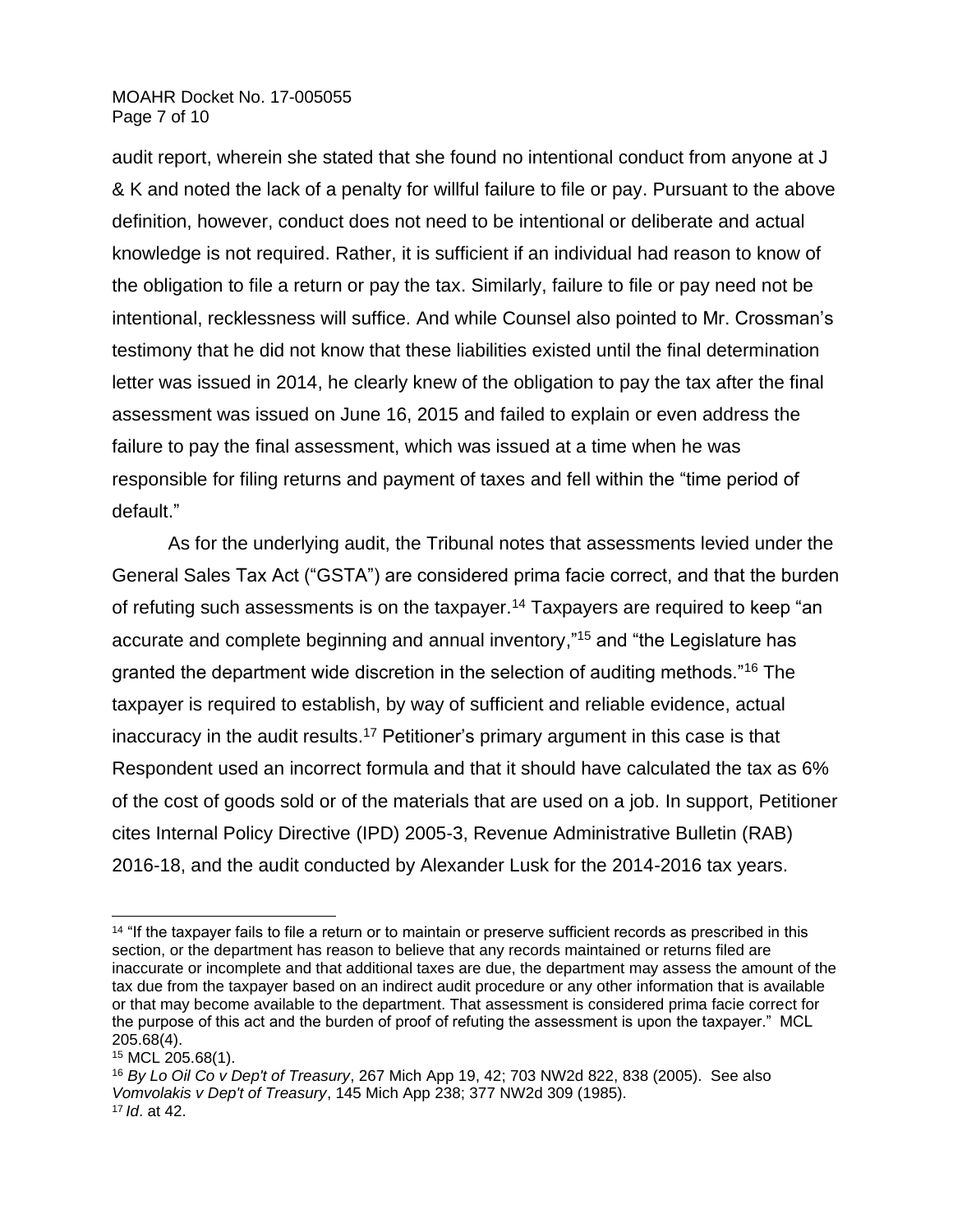audit report, wherein she stated that she found no intentional conduct from anyone at J & K and noted the lack of a penalty for willful failure to file or pay. Pursuant to the above definition, however, conduct does not need to be intentional or deliberate and actual knowledge is not required. Rather, it is sufficient if an individual had reason to know of the obligation to file a return or pay the tax. Similarly, failure to file or pay need not be intentional, recklessness will suffice. And while Counsel also pointed to Mr. Crossman's testimony that he did not know that these liabilities existed until the final determination letter was issued in 2014, he clearly knew of the obligation to pay the tax after the final assessment was issued on June 16, 2015 and failed to explain or even address the failure to pay the final assessment, which was issued at a time when he was responsible for filing returns and payment of taxes and fell within the "time period of default."

As for the underlying audit, the Tribunal notes that assessments levied under the General Sales Tax Act ("GSTA") are considered prima facie correct, and that the burden of refuting such assessments is on the taxpayer.[14] Taxpayers are required to keep "an accurate and complete beginning and annual inventory,"[15] and "the Legislature has granted the department wide discretion in the selection of auditing methods."[16] The taxpayer is required to establish, by way of sufficient and reliable evidence, actual inaccuracy in the audit results.[17] Petitioner's primary argument in this case is that Respondent used an incorrect formula and that it should have calculated the tax as 6% of the cost of goods sold or of the materials that are used on a job. In support, Petitioner cites Internal Policy Directive (IPD) 2005-3, Revenue Administrative Bulletin (RAB) 2016-18, and the audit conducted by Alexander Lusk for the 2014-2016 tax years.

---

[14] "If the taxpayer fails to file a return or to maintain or preserve sufficient records as prescribed in this section, or the department has reason to believe that any records maintained or returns filed are inaccurate or incomplete and that additional taxes are due, the department may assess the amount of the tax due from the taxpayer based on an indirect audit procedure or any other information that is available or that may become available to the department. That assessment is considered prima facie correct for the purpose of this act and the burden of proof of refuting the assessment is upon the taxpayer." MCL 205.68(4).

[15] MCL 205.68(1).

[16] *By Lo Oil Co v Dep't of Treasury*, 267 Mich App 19, 42; 703 NW2d 822, 838 (2005). See also *Vomvolakis v Dep't of Treasury*, 145 Mich App 238; 377 NW2d 309 (1985).

[17] *Id*. at 42.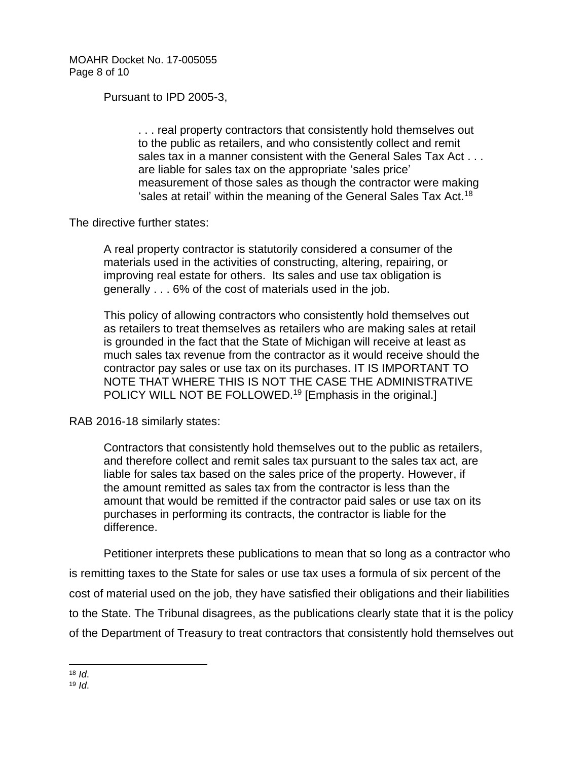Pursuant to IPD 2005-3,

> . . . real property contractors that consistently hold themselves out to the public as retailers, and who consistently collect and remit sales tax in a manner consistent with the General Sales Tax Act . . . are liable for sales tax on the appropriate 'sales price' measurement of those sales as though the contractor were making 'sales at retail' within the meaning of the General Sales Tax Act.[18]

The directive further states:

> A real property contractor is statutorily considered a consumer of the materials used in the activities of constructing, altering, repairing, or improving real estate for others. Its sales and use tax obligation is generally . . . 6% of the cost of materials used in the job.
>
> This policy of allowing contractors who consistently hold themselves out as retailers to treat themselves as retailers who are making sales at retail is grounded in the fact that the State of Michigan will receive at least as much sales tax revenue from the contractor as it would receive should the contractor pay sales or use tax on its purchases. IT IS IMPORTANT TO NOTE THAT WHERE THIS IS NOT THE CASE THE ADMINISTRATIVE POLICY WILL NOT BE FOLLOWED.[19] [Emphasis in the original.]

RAB 2016-18 similarly states:

> Contractors that consistently hold themselves out to the public as retailers, and therefore collect and remit sales tax pursuant to the sales tax act, are liable for sales tax based on the sales price of the property. However, if the amount remitted as sales tax from the contractor is less than the amount that would be remitted if the contractor paid sales or use tax on its purchases in performing its contracts, the contractor is liable for the difference.

Petitioner interprets these publications to mean that so long as a contractor who is remitting taxes to the State for sales or use tax uses a formula of six percent of the cost of material used on the job, they have satisfied their obligations and their liabilities to the State. The Tribunal disagrees, as the publications clearly state that it is the policy of the Department of Treasury to treat contractors that consistently hold themselves out

---

[18] *Id*.

[19] *Id*.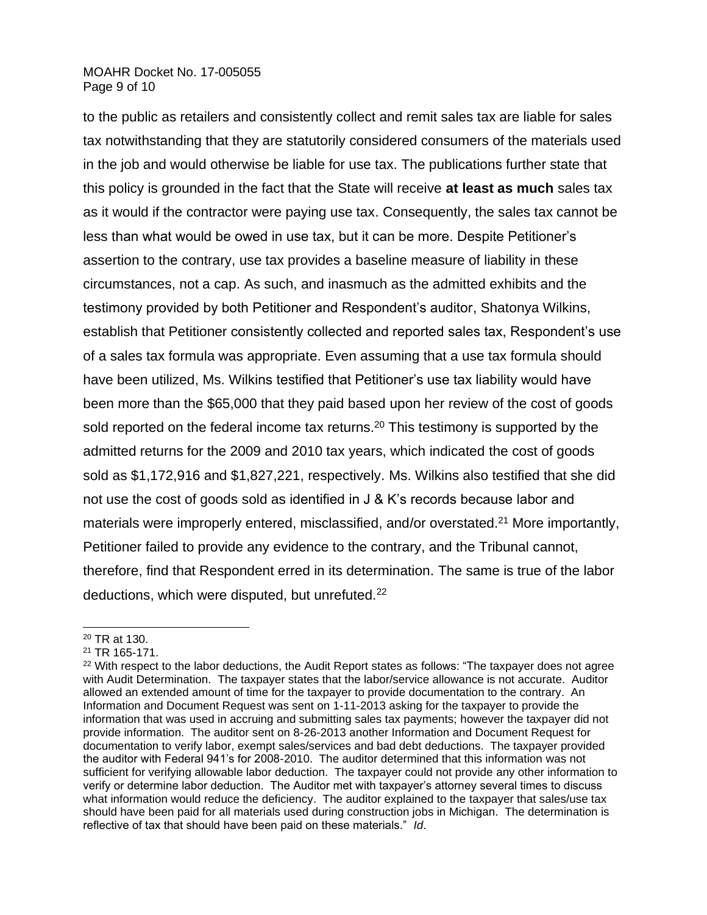to the public as retailers and consistently collect and remit sales tax are liable for sales tax notwithstanding that they are statutorily considered consumers of the materials used in the job and would otherwise be liable for use tax. The publications further state that this policy is grounded in the fact that the State will receive **at least as much** sales tax as it would if the contractor were paying use tax. Consequently, the sales tax cannot be less than what would be owed in use tax, but it can be more. Despite Petitioner's assertion to the contrary, use tax provides a baseline measure of liability in these circumstances, not a cap. As such, and inasmuch as the admitted exhibits and the testimony provided by both Petitioner and Respondent's auditor, Shatonya Wilkins, establish that Petitioner consistently collected and reported sales tax, Respondent's use of a sales tax formula was appropriate. Even assuming that a use tax formula should have been utilized, Ms. Wilkins testified that Petitioner's use tax liability would have been more than the $65,000 that they paid based upon her review of the cost of goods sold reported on the federal income tax returns.[20] This testimony is supported by the admitted returns for the 2009 and 2010 tax years, which indicated the cost of goods sold as $1,172,916 and $1,827,221, respectively. Ms. Wilkins also testified that she did not use the cost of goods sold as identified in J & K's records because labor and materials were improperly entered, misclassified, and/or overstated.[21] More importantly, Petitioner failed to provide any evidence to the contrary, and the Tribunal cannot, therefore, find that Respondent erred in its determination. The same is true of the labor deductions, which were disputed, but unrefuted.[22]

---

[20] TR at 130.

[21] TR 165-171.

[22] With respect to the labor deductions, the Audit Report states as follows: "The taxpayer does not agree with Audit Determination. The taxpayer states that the labor/service allowance is not accurate. Auditor allowed an extended amount of time for the taxpayer to provide documentation to the contrary. An Information and Document Request was sent on 1-11-2013 asking for the taxpayer to provide the information that was used in accruing and submitting sales tax payments; however the taxpayer did not provide information. The auditor sent on 8-26-2013 another Information and Document Request for documentation to verify labor, exempt sales/services and bad debt deductions. The taxpayer provided the auditor with Federal 941's for 2008-2010. The auditor determined that this information was not sufficient for verifying allowable labor deduction. The taxpayer could not provide any other information to verify or determine labor deduction. The Auditor met with taxpayer's attorney several times to discuss what information would reduce the deficiency. The auditor explained to the taxpayer that sales/use tax should have been paid for all materials used during construction jobs in Michigan. The determination is reflective of tax that should have been paid on these materials." *Id*.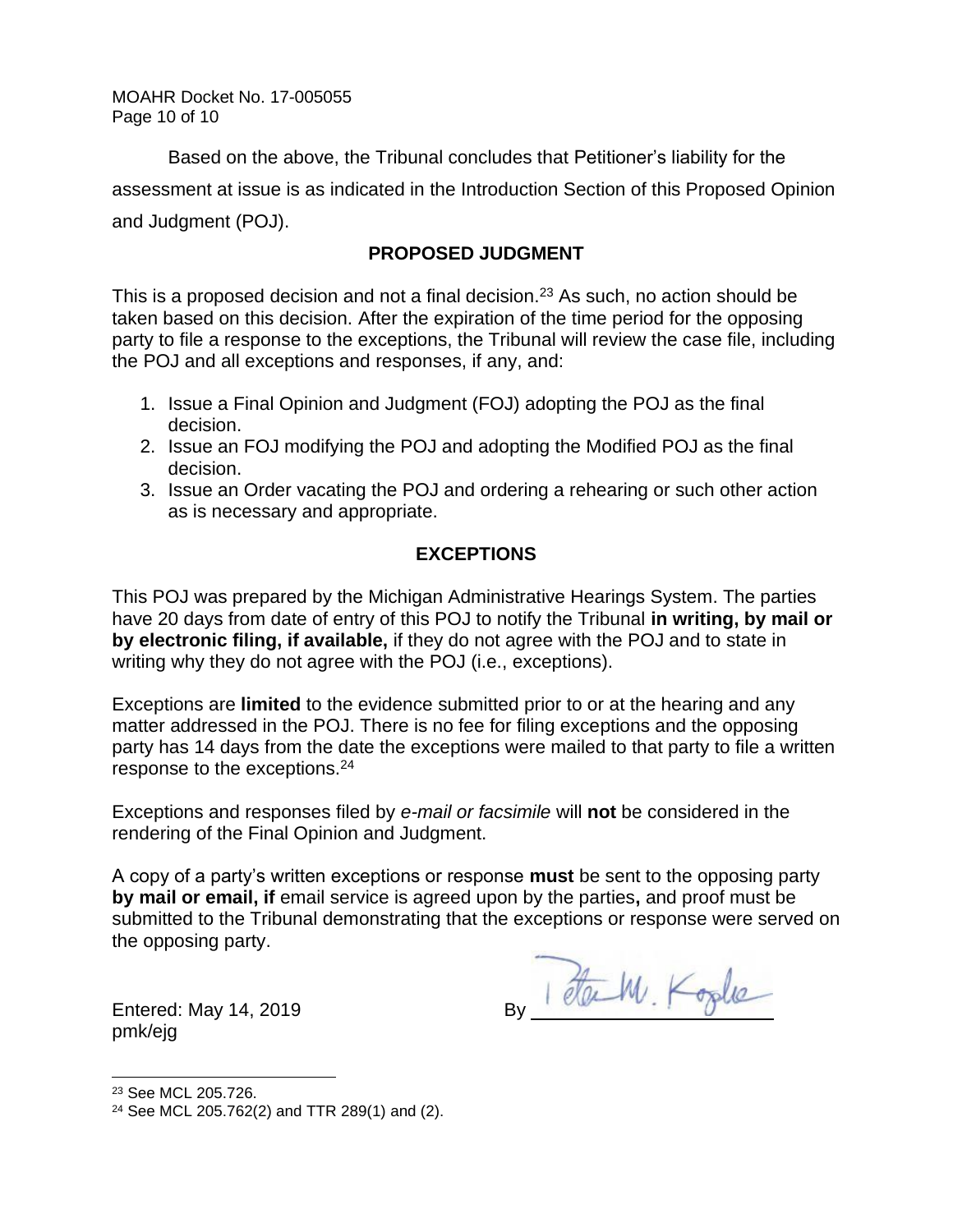Based on the above, the Tribunal concludes that Petitioner's liability for the assessment at issue is as indicated in the Introduction Section of this Proposed Opinion and Judgment (POJ).

## PROPOSED JUDGMENT

This is a proposed decision and not a final decision.[23] As such, no action should be taken based on this decision. After the expiration of the time period for the opposing party to file a response to the exceptions, the Tribunal will review the case file, including the POJ and all exceptions and responses, if any, and:

1. Issue a Final Opinion and Judgment (FOJ) adopting the POJ as the final decision.
2. Issue an FOJ modifying the POJ and adopting the Modified POJ as the final decision.
3. Issue an Order vacating the POJ and ordering a rehearing or such other action as is necessary and appropriate.

## EXCEPTIONS

This POJ was prepared by the Michigan Administrative Hearings System. The parties have 20 days from date of entry of this POJ to notify the Tribunal **in writing, by mail or by electronic filing, if available,** if they do not agree with the POJ and to state in writing why they do not agree with the POJ (i.e., exceptions).

Exceptions are **limited** to the evidence submitted prior to or at the hearing and any matter addressed in the POJ. There is no fee for filing exceptions and the opposing party has 14 days from the date the exceptions were mailed to that party to file a written response to the exceptions.[24]

Exceptions and responses filed by *e-mail or facsimile* will **not** be considered in the rendering of the Final Opinion and Judgment.

A copy of a party's written exceptions or response **must** be sent to the opposing party **by mail or email, if** email service is agreed upon by the parties**,** and proof must be submitted to the Tribunal demonstrating that the exceptions or response were served on the opposing party.

Entered: May 14, 2019
pmk/ejg

By Peter M. Kopke

[23] See MCL 205.726.
[24] See MCL 205.762(2) and TTR 289(1) and (2).